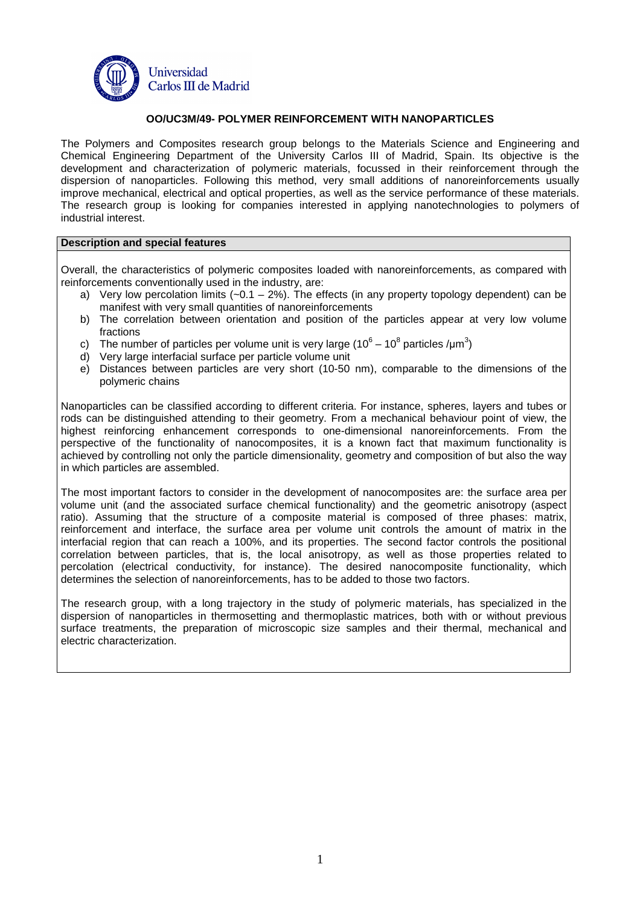Universidad Carlos III de Madrid

# OO/UC3M/49- POLYMER REINFORCEMENT WITH NANOPARTICLES

The Polymers and Composites research group belongs to the Materials Science and Engineering and Chemical Engineering Department of the University Carlos III of Madrid, Spain. Its objective is the development and characterization of polymeric materials, focussed in their reinforcement through the dispersion of nanoparticles. Following this method, very small additions of nanoreinforcements usually improve mechanical, electrical and optical properties, as well as the service performance of these materials. The research group is looking for companies interested in applying nanotechnologies to polymers of industrial interest.

## Description and special features

Overall, the characteristics of polymeric composites loaded with nanoreinforcements, as compared with reinforcements conventionally used in the industry, are:

a) Very low percolation limits (~0.1 – 2%). The effects (in any property topology dependent) can be manifest with very small quantities of nanoreinforcements
b) The correlation between orientation and position of the particles appear at very low volume fractions
c) The number of particles per volume unit is very large ($10^6 – 10^8$ particles /$\mu m^3$)
d) Very large interfacial surface per particle volume unit
e) Distances between particles are very short (10-50 nm), comparable to the dimensions of the polymeric chains

Nanoparticles can be classified according to different criteria. For instance, spheres, layers and tubes or rods can be distinguished attending to their geometry. From a mechanical behaviour point of view, the highest reinforcing enhancement corresponds to one-dimensional nanoreinforcements. From the perspective of the functionality of nanocomposites, it is a known fact that maximum functionality is achieved by controlling not only the particle dimensionality, geometry and composition of but also the way in which particles are assembled.

The most important factors to consider in the development of nanocomposites are: the surface area per volume unit (and the associated surface chemical functionality) and the geometric anisotropy (aspect ratio). Assuming that the structure of a composite material is composed of three phases: matrix, reinforcement and interface, the surface area per volume unit controls the amount of matrix in the interfacial region that can reach a 100%, and its properties. The second factor controls the positional correlation between particles, that is, the local anisotropy, as well as those properties related to percolation (electrical conductivity, for instance). The desired nanocomposite functionality, which determines the selection of nanoreinforcements, has to be added to those two factors.

The research group, with a long trajectory in the study of polymeric materials, has specialized in the dispersion of nanoparticles in thermosetting and thermoplastic matrices, both with or without previous surface treatments, the preparation of microscopic size samples and their thermal, mechanical and electric characterization.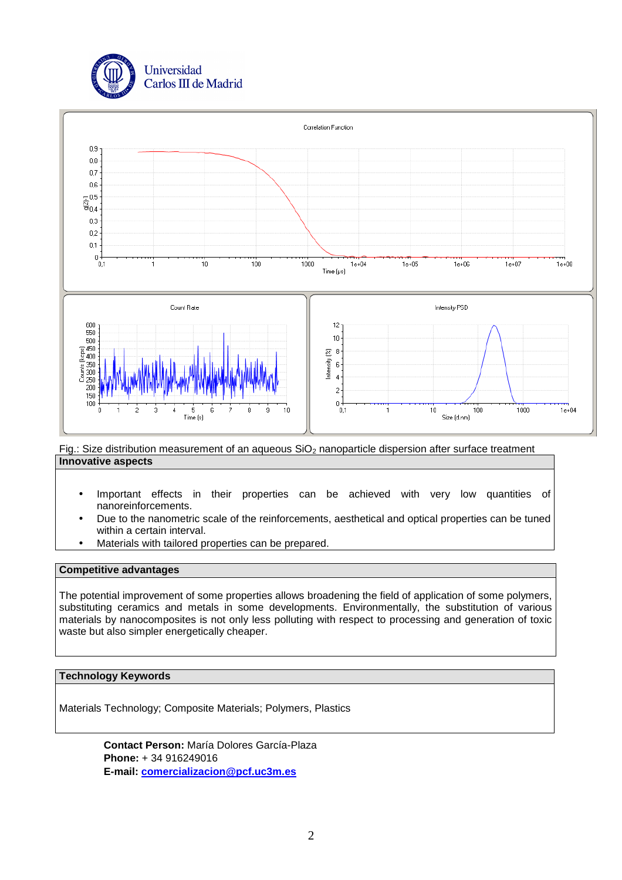Correlation Function

g(2)-1

0.9
0.8
0.7
0.6
0.5
0.4
0.3
0.2
0.1
0

0,1 1 10 100 1000 1e+04 1e+05 1e+06 1e+07 1e+08

Time (µs)

Count Rate

Counts (kcps)

600
550
500
450
400
350
300
250
200
150
100

0 1 2 3 4 5 6 7 8 9 10

Time (s)

Intensity PSD

Intensity (%)

12
10
8
6
4
2
0

0,1 1 10 100 1000 1e+04

Size (d.nm)

Fig.: Size distribution measurement of an aqueous $SiO_2$ nanoparticle dispersion after surface treatment

## Innovative aspects

- Important effects in their properties can be achieved with very low quantities of nanoreinforcements.
- Due to the nanometric scale of the reinforcements, aesthetical and optical properties can be tuned within a certain interval.
- Materials with tailored properties can be prepared.

## Competitive advantages

The potential improvement of some properties allows broadening the field of application of some polymers, substituting ceramics and metals in some developments. Environmentally, the substitution of various materials by nanocomposites is not only less polluting with respect to processing and generation of toxic waste but also simpler energetically cheaper.

## Technology Keywords

Materials Technology; Composite Materials; Polymers, Plastics

**Contact Person:** María Dolores García-Plaza
**Phone:** + 34 916249016
**E-mail:** comercializacion@pcf.uc3m.es